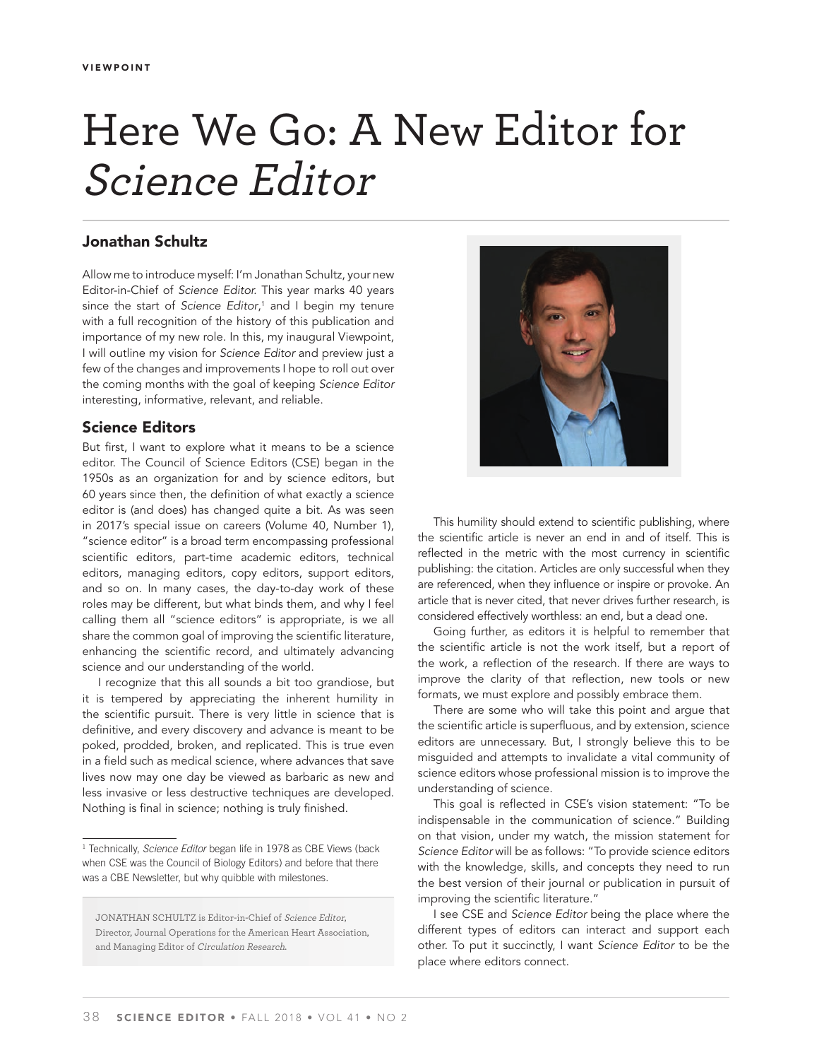VIEWPOINT

# Here We Go: A New Editor for *Science Editor*

## Jonathan Schultz

Allow me to introduce myself: I'm Jonathan Schultz, your new Editor-in-Chief of *Science Editor*. This year marks 40 years since the start of *Science Editor*,[1] and I begin my tenure with a full recognition of the history of this publication and importance of my new role. In this, my inaugural Viewpoint, I will outline my vision for *Science Editor* and preview just a few of the changes and improvements I hope to roll out over the coming months with the goal of keeping *Science Editor* interesting, informative, relevant, and reliable.

### Science Editors

But first, I want to explore what it means to be a science editor. The Council of Science Editors (CSE) began in the 1950s as an organization for and by science editors, but 60 years since then, the definition of what exactly a science editor is (and does) has changed quite a bit. As was seen in 2017's special issue on careers (Volume 40, Number 1), "science editor" is a broad term encompassing professional scientific editors, part-time academic editors, technical editors, managing editors, copy editors, support editors, and so on. In many cases, the day-to-day work of these roles may be different, but what binds them, and why I feel calling them all "science editors" is appropriate, is we all share the common goal of improving the scientific literature, enhancing the scientific record, and ultimately advancing science and our understanding of the world.

I recognize that this all sounds a bit too grandiose, but it is tempered by appreciating the inherent humility in the scientific pursuit. There is very little in science that is definitive, and every discovery and advance is meant to be poked, prodded, broken, and replicated. This is true even in a field such as medical science, where advances that save lives now may one day be viewed as barbaric as new and less invasive or less destructive techniques are developed. Nothing is final in science; nothing is truly finished.

This humility should extend to scientific publishing, where the scientific article is never an end in and of itself. This is reflected in the metric with the most currency in scientific publishing: the citation. Articles are only successful when they are referenced, when they influence or inspire or provoke. An article that is never cited, that never drives further research, is considered effectively worthless: an end, but a dead one.

Going further, as editors it is helpful to remember that the scientific article is not the work itself, but a report of the work, a reflection of the research. If there are ways to improve the clarity of that reflection, new tools or new formats, we must explore and possibly embrace them.

There are some who will take this point and argue that the scientific article is superfluous, and by extension, science editors are unnecessary. But, I strongly believe this to be misguided and attempts to invalidate a vital community of science editors whose professional mission is to improve the understanding of science.

This goal is reflected in CSE's vision statement: "To be indispensable in the communication of science." Building on that vision, under my watch, the mission statement for *Science Editor* will be as follows: "To provide science editors with the knowledge, skills, and concepts they need to run the best version of their journal or publication in pursuit of improving the scientific literature."

I see CSE and *Science Editor* being the place where the different types of editors can interact and support each other. To put it succinctly, I want *Science Editor* to be the place where editors connect.

---

[1] Technically, *Science Editor* began life in 1978 as CBE Views (back when CSE was the Council of Biology Editors) and before that there was a CBE Newsletter, but why quibble with milestones.

JONATHAN SCHULTZ is Editor-in-Chief of *Science Editor*, Director, Journal Operations for the American Heart Association, and Managing Editor of *Circulation Research*.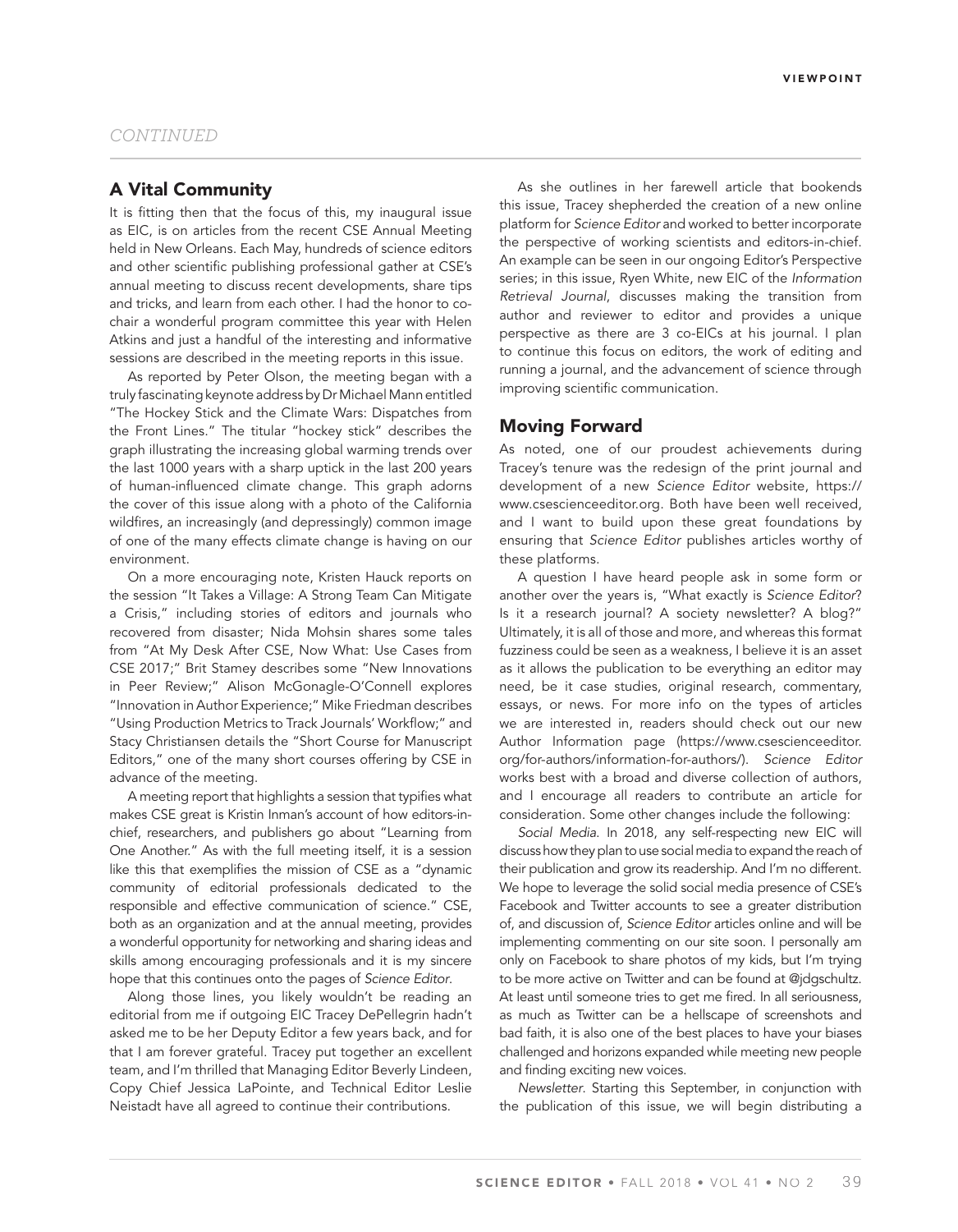*CONTINUED*

## A Vital Community

It is fitting then that the focus of this, my inaugural issue as EIC, is on articles from the recent CSE Annual Meeting held in New Orleans. Each May, hundreds of science editors and other scientific publishing professional gather at CSE's annual meeting to discuss recent developments, share tips and tricks, and learn from each other. I had the honor to co-chair a wonderful program committee this year with Helen Atkins and just a handful of the interesting and informative sessions are described in the meeting reports in this issue.

As reported by Peter Olson, the meeting began with a truly fascinating keynote address by Dr Michael Mann entitled "The Hockey Stick and the Climate Wars: Dispatches from the Front Lines." The titular "hockey stick" describes the graph illustrating the increasing global warming trends over the last 1000 years with a sharp uptick in the last 200 years of human-influenced climate change. This graph adorns the cover of this issue along with a photo of the California wildfires, an increasingly (and depressingly) common image of one of the many effects climate change is having on our environment.

On a more encouraging note, Kristen Hauck reports on the session "It Takes a Village: A Strong Team Can Mitigate a Crisis," including stories of editors and journals who recovered from disaster; Nida Mohsin shares some tales from "At My Desk After CSE, Now What: Use Cases from CSE 2017;" Brit Stamey describes some "New Innovations in Peer Review;" Alison McGonagle-O'Connell explores "Innovation in Author Experience;" Mike Friedman describes "Using Production Metrics to Track Journals' Workflow;" and Stacy Christiansen details the "Short Course for Manuscript Editors," one of the many short courses offering by CSE in advance of the meeting.

A meeting report that highlights a session that typifies what makes CSE great is Kristin Inman's account of how editors-in-chief, researchers, and publishers go about "Learning from One Another." As with the full meeting itself, it is a session like this that exemplifies the mission of CSE as a "dynamic community of editorial professionals dedicated to the responsible and effective communication of science." CSE, both as an organization and at the annual meeting, provides a wonderful opportunity for networking and sharing ideas and skills among encouraging professionals and it is my sincere hope that this continues onto the pages of *Science Editor*.

Along those lines, you likely wouldn't be reading an editorial from me if outgoing EIC Tracey DePellegrin hadn't asked me to be her Deputy Editor a few years back, and for that I am forever grateful. Tracey put together an excellent team, and I'm thrilled that Managing Editor Beverly Lindeen, Copy Chief Jessica LaPointe, and Technical Editor Leslie Neistadt have all agreed to continue their contributions.

As she outlines in her farewell article that bookends this issue, Tracey shepherded the creation of a new online platform for *Science Editor* and worked to better incorporate the perspective of working scientists and editors-in-chief. An example can be seen in our ongoing Editor's Perspective series; in this issue, Ryen White, new EIC of the *Information Retrieval Journal*, discusses making the transition from author and reviewer to editor and provides a unique perspective as there are 3 co-EICs at his journal. I plan to continue this focus on editors, the work of editing and running a journal, and the advancement of science through improving scientific communication.

## Moving Forward

As noted, one of our proudest achievements during Tracey's tenure was the redesign of the print journal and development of a new *Science Editor* website, https://www.csescienceeditor.org. Both have been well received, and I want to build upon these great foundations by ensuring that *Science Editor* publishes articles worthy of these platforms.

A question I have heard people ask in some form or another over the years is, "What exactly is *Science Editor*? Is it a research journal? A society newsletter? A blog?" Ultimately, it is all of those and more, and whereas this format fuzziness could be seen as a weakness, I believe it is an asset as it allows the publication to be everything an editor may need, be it case studies, original research, commentary, essays, or news. For more info on the types of articles we are interested in, readers should check out our new Author Information page (https://www.csescienceeditor.org/for-authors/information-for-authors/). *Science Editor* works best with a broad and diverse collection of authors, and I encourage all readers to contribute an article for consideration. Some other changes include the following:

*Social Media*. In 2018, any self-respecting new EIC will discuss how they plan to use social media to expand the reach of their publication and grow its readership. And I'm no different. We hope to leverage the solid social media presence of CSE's Facebook and Twitter accounts to see a greater distribution of, and discussion of, *Science Editor* articles online and will be implementing commenting on our site soon. I personally am only on Facebook to share photos of my kids, but I'm trying to be more active on Twitter and can be found at @jdgschultz. At least until someone tries to get me fired. In all seriousness, as much as Twitter can be a hellscape of screenshots and bad faith, it is also one of the best places to have your biases challenged and horizons expanded while meeting new people and finding exciting new voices.

*Newsletter*. Starting this September, in conjunction with the publication of this issue, we will begin distributing a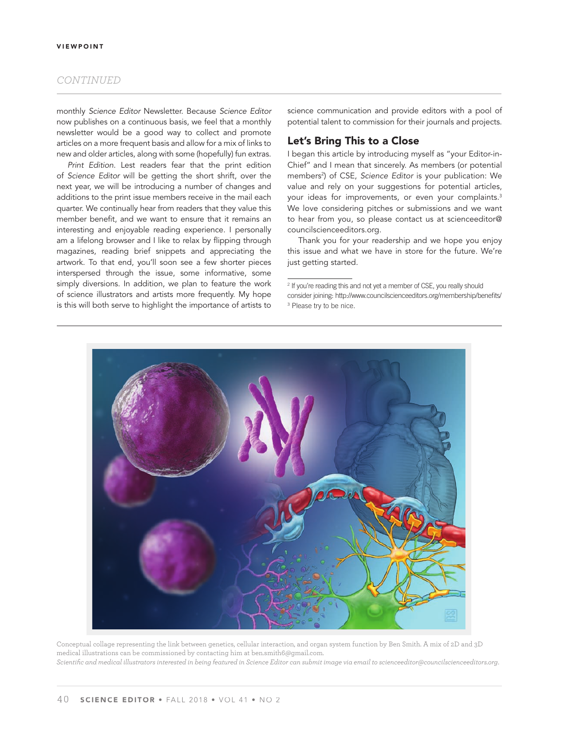monthly *Science Editor* Newsletter. Because *Science Editor* now publishes on a continuous basis, we feel that a monthly newsletter would be a good way to collect and promote articles on a more frequent basis and allow for a mix of links to new and older articles, along with some (hopefully) fun extras.

*Print Edition.* Lest readers fear that the print edition of *Science Editor* will be getting the short shrift, over the next year, we will be introducing a number of changes and additions to the print issue members receive in the mail each quarter. We continually hear from readers that they value this member benefit, and we want to ensure that it remains an interesting and enjoyable reading experience. I personally am a lifelong browser and I like to relax by flipping through magazines, reading brief snippets and appreciating the artwork. To that end, you'll soon see a few shorter pieces interspersed through the issue, some informative, some simply diversions. In addition, we plan to feature the work of science illustrators and artists more frequently. My hope is this will both serve to highlight the importance of artists to science communication and provide editors with a pool of potential talent to commission for their journals and projects.

## Let's Bring This to a Close

I began this article by introducing myself as "your Editor-in-Chief" and I mean that sincerely. As members (or potential members[2]) of CSE, *Science Editor* is your publication: We value and rely on your suggestions for potential articles, your ideas for improvements, or even your complaints.[3] We love considering pitches or submissions and we want to hear from you, so please contact us at scienceeditor@councilscienceeditors.org.

Thank you for your readership and we hope you enjoy this issue and what we have in store for the future. We're just getting started.

---

[2] If you're reading this and not yet a member of CSE, you really should consider joining: http://www.councilscienceeditors.org/membership/benefits/

[3] Please try to be nice.

Conceptual collage representing the link between genetics, cellular interaction, and organ system function by Ben Smith. A mix of 2D and 3D medical illustrations can be commissioned by contacting him at ben.smith6@gmail.com.

*Scientific and medical illustrators interested in being featured in Science Editor can submit image via email to scienceeditor@councilscienceeditors.org.*